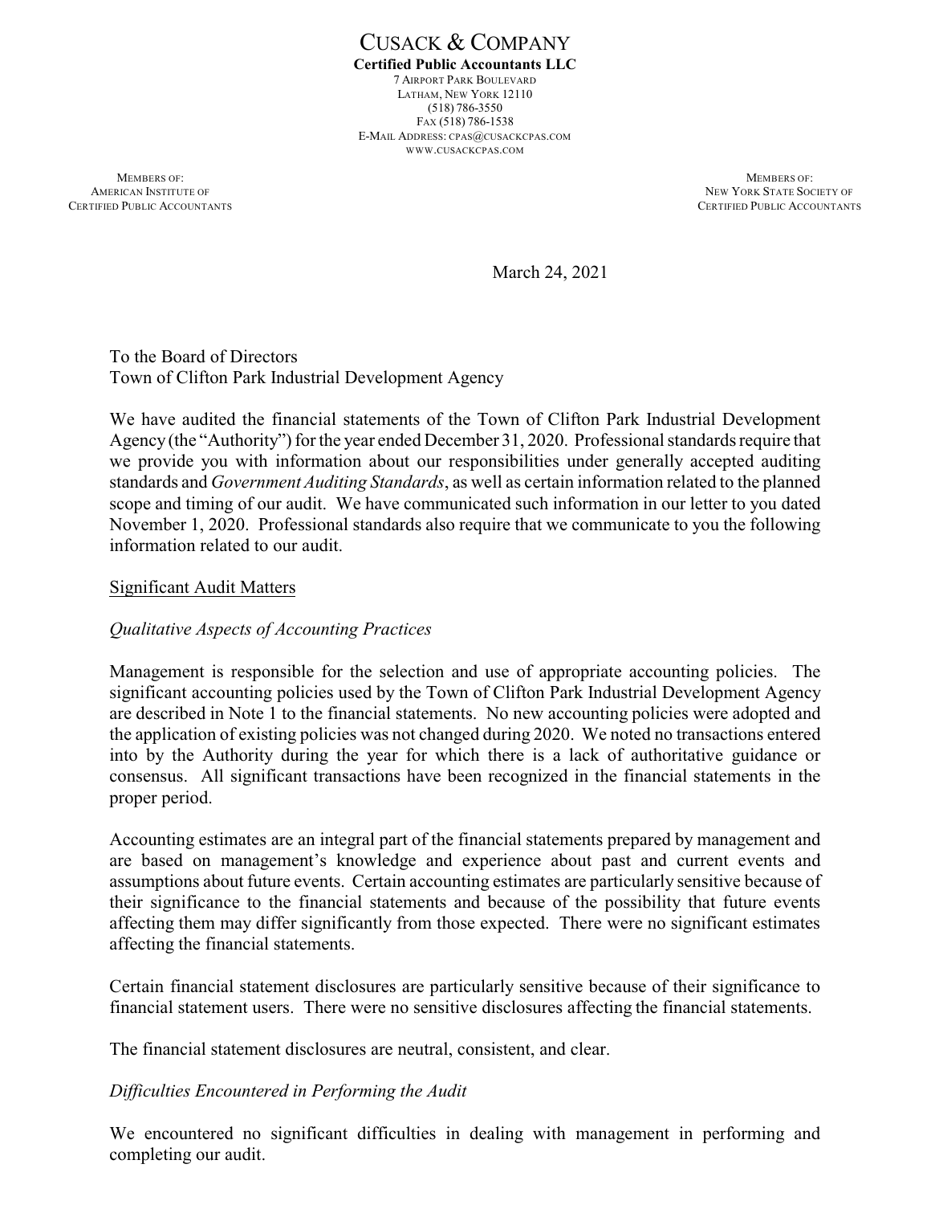# CUSACK & COMPANY

**Certified Public Accountants LLC**
7 AIRPORT PARK BOULEVARD
LATHAM, NEW YORK 12110
(518) 786-3550
FAX (518) 786-1538
E-MAIL ADDRESS: CPAS@CUSACKCPAS.COM
WWW.CUSACKCPAS.COM

MEMBERS OF:
AMERICAN INSTITUTE OF
CERTIFIED PUBLIC ACCOUNTANTS

MEMBERS OF:
NEW YORK STATE SOCIETY OF
CERTIFIED PUBLIC ACCOUNTANTS

March 24, 2021

To the Board of Directors
Town of Clifton Park Industrial Development Agency

We have audited the financial statements of the Town of Clifton Park Industrial Development Agency (the "Authority") for the year ended December 31, 2020. Professional standards require that we provide you with information about our responsibilities under generally accepted auditing standards and *Government Auditing Standards*, as well as certain information related to the planned scope and timing of our audit. We have communicated such information in our letter to you dated November 1, 2020. Professional standards also require that we communicate to you the following information related to our audit.

## Significant Audit Matters

### *Qualitative Aspects of Accounting Practices*

Management is responsible for the selection and use of appropriate accounting policies. The significant accounting policies used by the Town of Clifton Park Industrial Development Agency are described in Note 1 to the financial statements. No new accounting policies were adopted and the application of existing policies was not changed during 2020. We noted no transactions entered into by the Authority during the year for which there is a lack of authoritative guidance or consensus. All significant transactions have been recognized in the financial statements in the proper period.

Accounting estimates are an integral part of the financial statements prepared by management and are based on management's knowledge and experience about past and current events and assumptions about future events. Certain accounting estimates are particularly sensitive because of their significance to the financial statements and because of the possibility that future events affecting them may differ significantly from those expected. There were no significant estimates affecting the financial statements.

Certain financial statement disclosures are particularly sensitive because of their significance to financial statement users. There were no sensitive disclosures affecting the financial statements.

The financial statement disclosures are neutral, consistent, and clear.

### *Difficulties Encountered in Performing the Audit*

We encountered no significant difficulties in dealing with management in performing and completing our audit.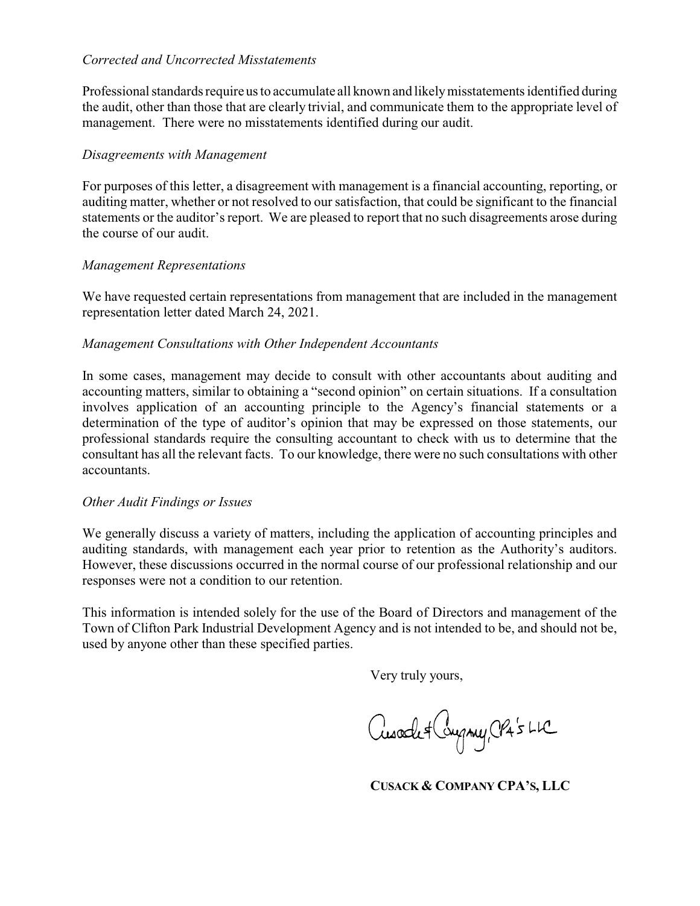*Corrected and Uncorrected Misstatements*

Professional standards require us to accumulate all known and likely misstatements identified during the audit, other than those that are clearly trivial, and communicate them to the appropriate level of management. There were no misstatements identified during our audit.

*Disagreements with Management*

For purposes of this letter, a disagreement with management is a financial accounting, reporting, or auditing matter, whether or not resolved to our satisfaction, that could be significant to the financial statements or the auditor's report. We are pleased to report that no such disagreements arose during the course of our audit.

*Management Representations*

We have requested certain representations from management that are included in the management representation letter dated March 24, 2021.

*Management Consultations with Other Independent Accountants*

In some cases, management may decide to consult with other accountants about auditing and accounting matters, similar to obtaining a "second opinion" on certain situations. If a consultation involves application of an accounting principle to the Agency's financial statements or a determination of the type of auditor's opinion that may be expressed on those statements, our professional standards require the consulting accountant to check with us to determine that the consultant has all the relevant facts. To our knowledge, there were no such consultations with other accountants.

*Other Audit Findings or Issues*

We generally discuss a variety of matters, including the application of accounting principles and auditing standards, with management each year prior to retention as the Authority's auditors. However, these discussions occurred in the normal course of our professional relationship and our responses were not a condition to our retention.

This information is intended solely for the use of the Board of Directors and management of the Town of Clifton Park Industrial Development Agency and is not intended to be, and should not be, used by anyone other than these specified parties.

Very truly yours,

Cusack & Company, CPA's LLC

**CUSACK & COMPANY CPA'S, LLC**